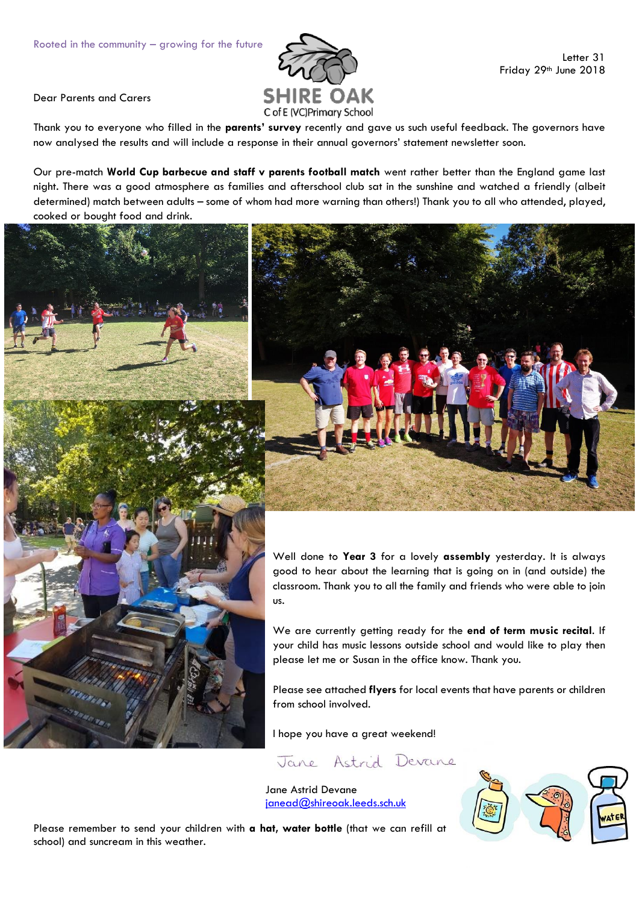Rooted in the community – growing for the future

SHIRE OAK
C of E (VC) Primary School

Letter 31
Friday 29th June 2018

Dear Parents and Carers

Thank you to everyone who filled in the **parents' survey** recently and gave us such useful feedback. The governors have now analysed the results and will include a response in their annual governors' statement newsletter soon.

Our pre-match **World Cup barbecue and staff v parents football match** went rather better than the England game last night. There was a good atmosphere as families and afterschool club sat in the sunshine and watched a friendly (albeit determined) match between adults – some of whom had more warning than others!) Thank you to all who attended, played, cooked or bought food and drink.

Well done to **Year 3** for a lovely **assembly** yesterday. It is always good to hear about the learning that is going on in (and outside) the classroom. Thank you to all the family and friends who were able to join us.

We are currently getting ready for the **end of term music recital**. If your child has music lessons outside school and would like to play then please let me or Susan in the office know. Thank you.

Please see attached **flyers** for local events that have parents or children from school involved.

I hope you have a great weekend!

Jane Astrid Devane

Jane Astrid Devane
janead@shireoak.leeds.sch.uk

Please remember to send your children with **a hat, water bottle** (that we can refill at school) and suncream in this weather.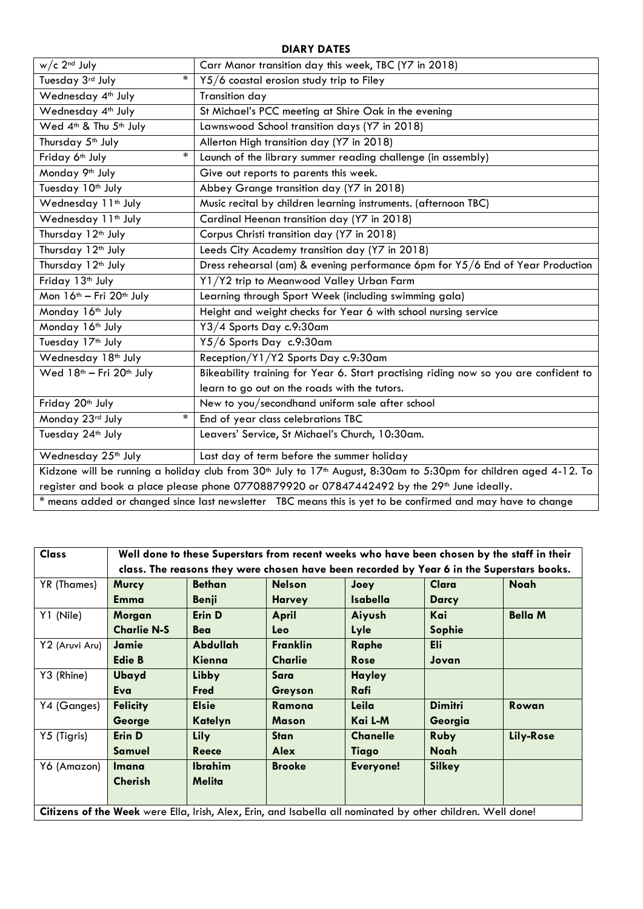**DIARY DATES**

| | |
|---|---|
| w/c 2nd July | Carr Manor transition day this week, TBC (Y7 in 2018) |
| Tuesday 3rd July * | Y5/6 coastal erosion study trip to Filey |
| Wednesday 4th July | Transition day |
| Wednesday 4th July | St Michael's PCC meeting at Shire Oak in the evening |
| Wed 4th & Thu 5th July | Lawnswood School transition days (Y7 in 2018) |
| Thursday 5th July | Allerton High transition day (Y7 in 2018) |
| Friday 6th July * | Launch of the library summer reading challenge (in assembly) |
| Monday 9th July | Give out reports to parents this week. |
| Tuesday 10th July | Abbey Grange transition day (Y7 in 2018) |
| Wednesday 11th July | Music recital by children learning instruments. (afternoon TBC) |
| Wednesday 11th July | Cardinal Heenan transition day (Y7 in 2018) |
| Thursday 12th July | Corpus Christi transition day (Y7 in 2018) |
| Thursday 12th July | Leeds City Academy transition day (Y7 in 2018) |
| Thursday 12th July | Dress rehearsal (am) & evening performance 6pm for Y5/6 End of Year Production |
| Friday 13th July | Y1/Y2 trip to Meanwood Valley Urban Farm |
| Mon 16th – Fri 20th July | Learning through Sport Week (including swimming gala) |
| Monday 16th July | Height and weight checks for Year 6 with school nursing service |
| Monday 16th July | Y3/4 Sports Day c.9:30am |
| Tuesday 17th July | Y5/6 Sports Day c.9:30am |
| Wednesday 18th July | Reception/Y1/Y2 Sports Day c.9:30am |
| Wed 18th – Fri 20th July | Bikeability training for Year 6. Start practising riding now so you are confident to learn to go out on the roads with the tutors. |
| Friday 20th July | New to you/secondhand uniform sale after school |
| Monday 23rd July * | End of year class celebrations TBC |
| Tuesday 24th July | Leavers' Service, St Michael's Church, 10:30am. |
| Wednesday 25th July | Last day of term before the summer holiday |

Kidzone will be running a holiday club from 30th July to 17th August, 8:30am to 5:30pm for children aged 4-12. To register and book a place please phone 07708879920 or 07847442492 by the 29th June ideally.

\* means added or changed since last newsletter TBC means this is yet to be confirmed and may have to change

| Class | Well done to these Superstars from recent weeks who have been chosen by the staff in their class. The reasons they were chosen have been recorded by Year 6 in the Superstars books. | | | | | |
|---|---|---|---|---|---|---|
| YR (Thames) | **Murcy** **Emma** | **Bethan** **Benji** | **Nelson** **Harvey** | **Joey** **Isabella** | **Clara** **Darcy** | **Noah** |
| Y1 (Nile) | **Morgan** **Charlie N-S** | **Erin D** **Bea** | **April** **Leo** | **Aiyush** **Lyle** | **Kai** **Sophie** | **Bella M** |
| Y2 (Aruvi Aru) | **Jamie** **Edie B** | **Abdullah** **Kienna** | **Franklin** **Charlie** | **Raphe** **Rose** | **Eli** **Jovan** | |
| Y3 (Rhine) | **Ubayd** **Eva** | **Libby** **Fred** | **Sara** **Greyson** | **Hayley** **Rafi** | | |
| Y4 (Ganges) | **Felicity** **George** | **Elsie** **Katelyn** | **Ramona** **Mason** | **Leila** **Kai L-M** | **Dimitri** **Georgia** | **Rowan** |
| Y5 (Tigris) | **Erin D** **Samuel** | **Lily** **Reece** | **Stan** **Alex** | **Chanelle** **Tiago** | **Ruby** **Noah** | **Lily-Rose** |
| Y6 (Amazon) | **Imana** **Cherish** | **Ibrahim** **Melita** | **Brooke** | **Everyone!** | **Silkey** | |

**Citizens of the Week** were Ella, Irish, Alex, Erin, and Isabella all nominated by other children. Well done!